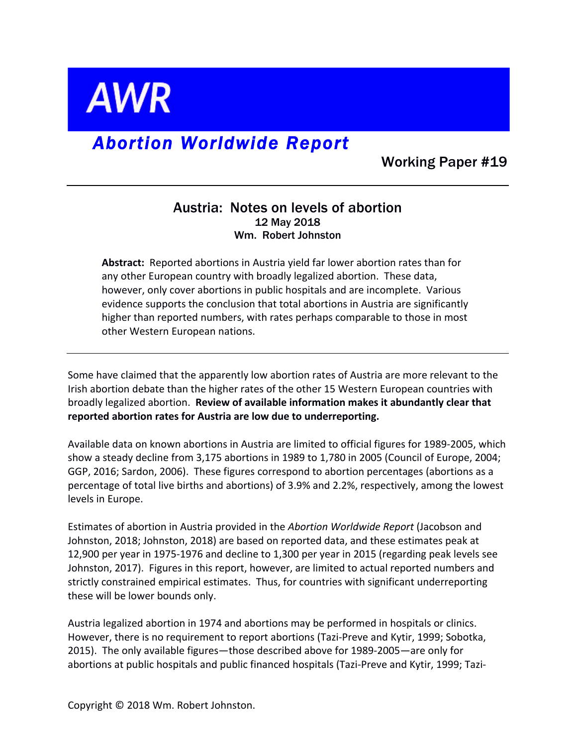# AWR

## *Abortion Worldwide Report*

Working Paper #19

---

### Austria: Notes on levels of abortion

**12 May 2018**
**Wm. Robert Johnston**

> **Abstract:** Reported abortions in Austria yield far lower abortion rates than for any other European country with broadly legalized abortion. These data, however, only cover abortions in public hospitals and are incomplete. Various evidence supports the conclusion that total abortions in Austria are significantly higher than reported numbers, with rates perhaps comparable to those in most other Western European nations.

---

Some have claimed that the apparently low abortion rates of Austria are more relevant to the Irish abortion debate than the higher rates of the other 15 Western European countries with broadly legalized abortion. **Review of available information makes it abundantly clear that reported abortion rates for Austria are low due to underreporting.**

Available data on known abortions in Austria are limited to official figures for 1989-2005, which show a steady decline from 3,175 abortions in 1989 to 1,780 in 2005 (Council of Europe, 2004; GGP, 2016; Sardon, 2006). These figures correspond to abortion percentages (abortions as a percentage of total live births and abortions) of 3.9% and 2.2%, respectively, among the lowest levels in Europe.

Estimates of abortion in Austria provided in the *Abortion Worldwide Report* (Jacobson and Johnston, 2018; Johnston, 2018) are based on reported data, and these estimates peak at 12,900 per year in 1975-1976 and decline to 1,300 per year in 2015 (regarding peak levels see Johnston, 2017). Figures in this report, however, are limited to actual reported numbers and strictly constrained empirical estimates. Thus, for countries with significant underreporting these will be lower bounds only.

Austria legalized abortion in 1974 and abortions may be performed in hospitals or clinics. However, there is no requirement to report abortions (Tazi-Preve and Kytir, 1999; Sobotka, 2015). The only available figures—those described above for 1989-2005—are only for abortions at public hospitals and public financed hospitals (Tazi-Preve and Kytir, 1999; Tazi-

Copyright © 2018 Wm. Robert Johnston.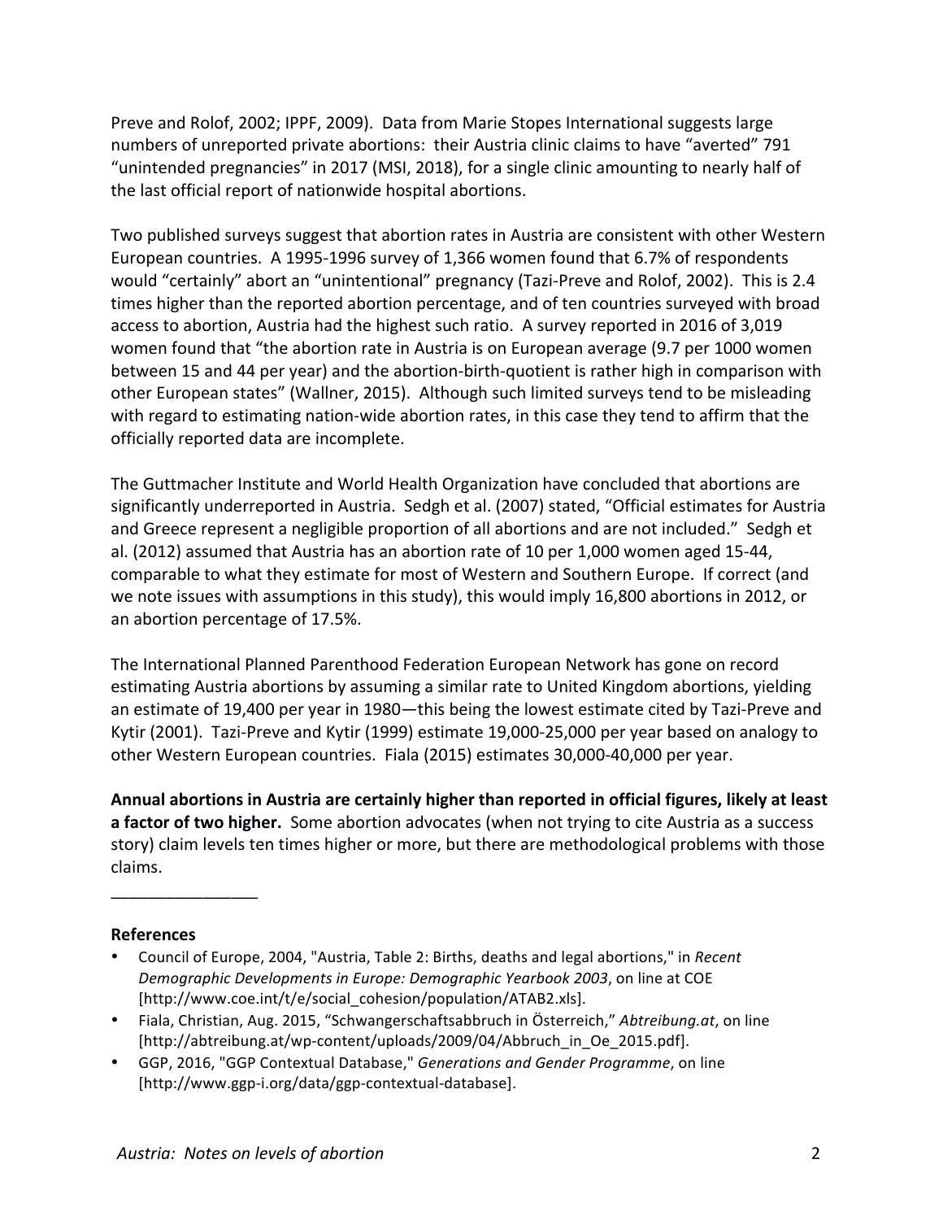Preve and Rolof, 2002; IPPF, 2009). Data from Marie Stopes International suggests large numbers of unreported private abortions: their Austria clinic claims to have "averted" 791 "unintended pregnancies" in 2017 (MSI, 2018), for a single clinic amounting to nearly half of the last official report of nationwide hospital abortions.

Two published surveys suggest that abortion rates in Austria are consistent with other Western European countries. A 1995-1996 survey of 1,366 women found that 6.7% of respondents would "certainly" abort an "unintentional" pregnancy (Tazi-Preve and Rolof, 2002). This is 2.4 times higher than the reported abortion percentage, and of ten countries surveyed with broad access to abortion, Austria had the highest such ratio. A survey reported in 2016 of 3,019 women found that "the abortion rate in Austria is on European average (9.7 per 1000 women between 15 and 44 per year) and the abortion-birth-quotient is rather high in comparison with other European states" (Wallner, 2015). Although such limited surveys tend to be misleading with regard to estimating nation-wide abortion rates, in this case they tend to affirm that the officially reported data are incomplete.

The Guttmacher Institute and World Health Organization have concluded that abortions are significantly underreported in Austria. Sedgh et al. (2007) stated, "Official estimates for Austria and Greece represent a negligible proportion of all abortions and are not included." Sedgh et al. (2012) assumed that Austria has an abortion rate of 10 per 1,000 women aged 15-44, comparable to what they estimate for most of Western and Southern Europe. If correct (and we note issues with assumptions in this study), this would imply 16,800 abortions in 2012, or an abortion percentage of 17.5%.

The International Planned Parenthood Federation European Network has gone on record estimating Austria abortions by assuming a similar rate to United Kingdom abortions, yielding an estimate of 19,400 per year in 1980—this being the lowest estimate cited by Tazi-Preve and Kytir (2001). Tazi-Preve and Kytir (1999) estimate 19,000-25,000 per year based on analogy to other Western European countries. Fiala (2015) estimates 30,000-40,000 per year.

**Annual abortions in Austria are certainly higher than reported in official figures, likely at least a factor of two higher.** Some abortion advocates (when not trying to cite Austria as a success story) claim levels ten times higher or more, but there are methodological problems with those claims.

________________

**References**

- Council of Europe, 2004, "Austria, Table 2: Births, deaths and legal abortions," in *Recent Demographic Developments in Europe: Demographic Yearbook 2003*, on line at COE [http://www.coe.int/t/e/social_cohesion/population/ATAB2.xls].
- Fiala, Christian, Aug. 2015, "Schwangerschaftsabbruch in Österreich," *Abtreibung.at*, on line [http://abtreibung.at/wp-content/uploads/2009/04/Abbruch_in_Oe_2015.pdf].
- GGP, 2016, "GGP Contextual Database," *Generations and Gender Programme*, on line [http://www.ggp-i.org/data/ggp-contextual-database].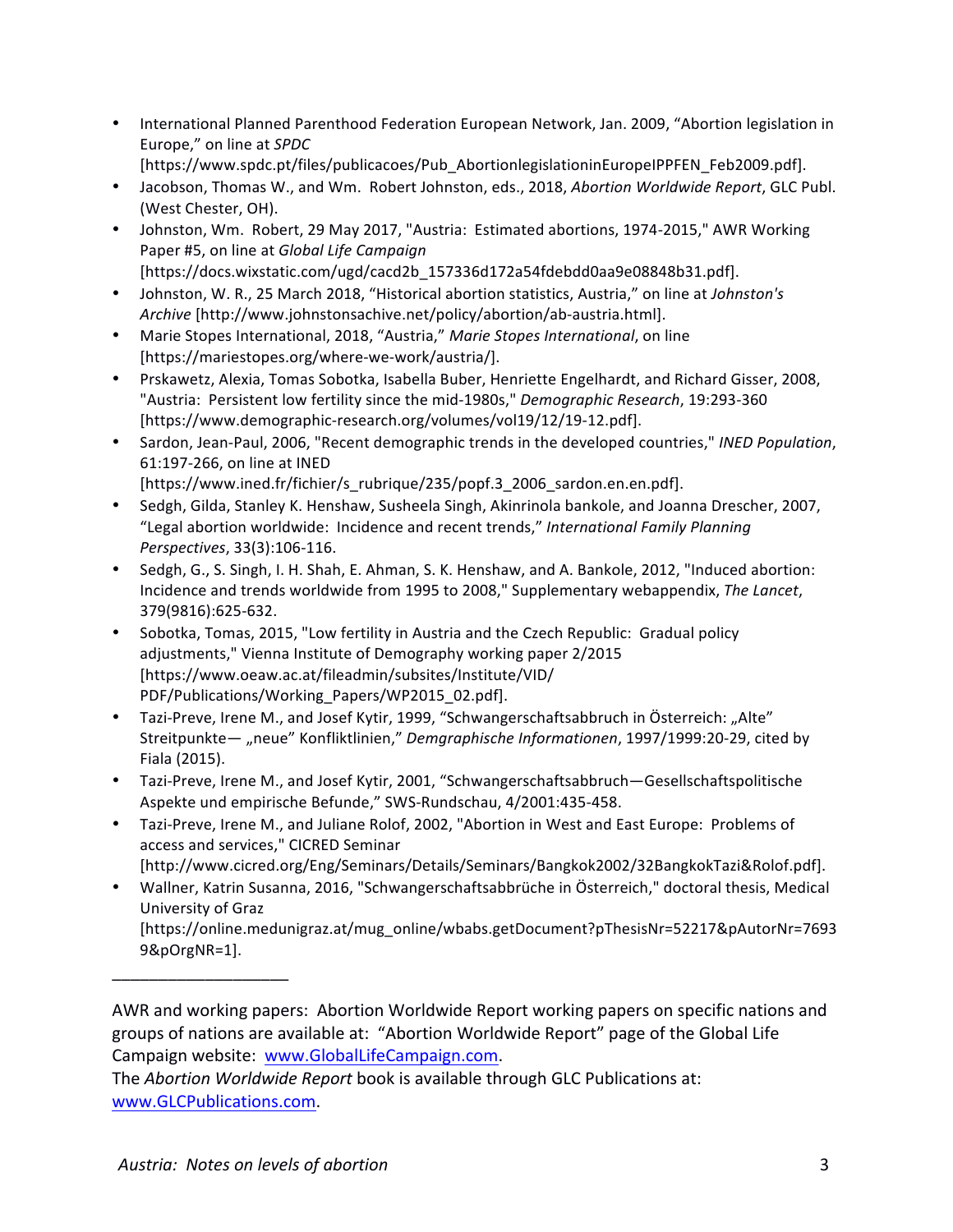- International Planned Parenthood Federation European Network, Jan. 2009, "Abortion legislation in Europe," on line at *SPDC* [https://www.spdc.pt/files/publicacoes/Pub_AbortionlegislationinEuropeIPPFEN_Feb2009.pdf].
- Jacobson, Thomas W., and Wm. Robert Johnston, eds., 2018, *Abortion Worldwide Report*, GLC Publ. (West Chester, OH).
- Johnston, Wm. Robert, 29 May 2017, "Austria: Estimated abortions, 1974-2015," AWR Working Paper #5, on line at *Global Life Campaign* [https://docs.wixstatic.com/ugd/cacd2b_157336d172a54fdebdd0aa9e08848b31.pdf].
- Johnston, W. R., 25 March 2018, "Historical abortion statistics, Austria," on line at *Johnston's Archive* [http://www.johnstonsachive.net/policy/abortion/ab-austria.html].
- Marie Stopes International, 2018, "Austria," *Marie Stopes International*, on line [https://mariestopes.org/where-we-work/austria/].
- Prskawetz, Alexia, Tomas Sobotka, Isabella Buber, Henriette Engelhardt, and Richard Gisser, 2008, "Austria: Persistent low fertility since the mid-1980s," *Demographic Research*, 19:293-360 [https://www.demographic-research.org/volumes/vol19/12/19-12.pdf].
- Sardon, Jean-Paul, 2006, "Recent demographic trends in the developed countries," *INED Population*, 61:197-266, on line at INED [https://www.ined.fr/fichier/s_rubrique/235/popf.3_2006_sardon.en.en.pdf].
- Sedgh, Gilda, Stanley K. Henshaw, Susheela Singh, Akinrinola bankole, and Joanna Drescher, 2007, "Legal abortion worldwide: Incidence and recent trends," *International Family Planning Perspectives*, 33(3):106-116.
- Sedgh, G., S. Singh, I. H. Shah, E. Ahman, S. K. Henshaw, and A. Bankole, 2012, "Induced abortion: Incidence and trends worldwide from 1995 to 2008," Supplementary webappendix, *The Lancet*, 379(9816):625-632.
- Sobotka, Tomas, 2015, "Low fertility in Austria and the Czech Republic: Gradual policy adjustments," Vienna Institute of Demography working paper 2/2015 [https://www.oeaw.ac.at/fileadmin/subsites/Institute/VID/PDF/Publications/Working_Papers/WP2015_02.pdf].
- Tazi-Preve, Irene M., and Josef Kytir, 1999, "Schwangerschaftsabbruch in Österreich: „Alte" Streitpunkte— „neue" Konfliktlinien," *Demgraphische Informationen*, 1997/1999:20-29, cited by Fiala (2015).
- Tazi-Preve, Irene M., and Josef Kytir, 2001, "Schwangerschaftsabbruch—Gesellschaftspolitische Aspekte und empirische Befunde," SWS-Rundschau, 4/2001:435-458.
- Tazi-Preve, Irene M., and Juliane Rolof, 2002, "Abortion in West and East Europe: Problems of access and services," CICRED Seminar [http://www.cicred.org/Eng/Seminars/Details/Seminars/Bangkok2002/32BangkokTazi&Rolof.pdf].
- Wallner, Katrin Susanna, 2016, "Schwangerschaftsabbrüche in Österreich," doctoral thesis, Medical University of Graz [https://online.medunigraz.at/mug_online/wbabs.getDocument?pThesisNr=52217&pAutorNr=76939&pOrgNR=1].

---

AWR and working papers: Abortion Worldwide Report working papers on specific nations and groups of nations are available at: "Abortion Worldwide Report" page of the Global Life Campaign website: www.GlobalLifeCampaign.com.

The *Abortion Worldwide Report* book is available through GLC Publications at: www.GLCPublications.com.